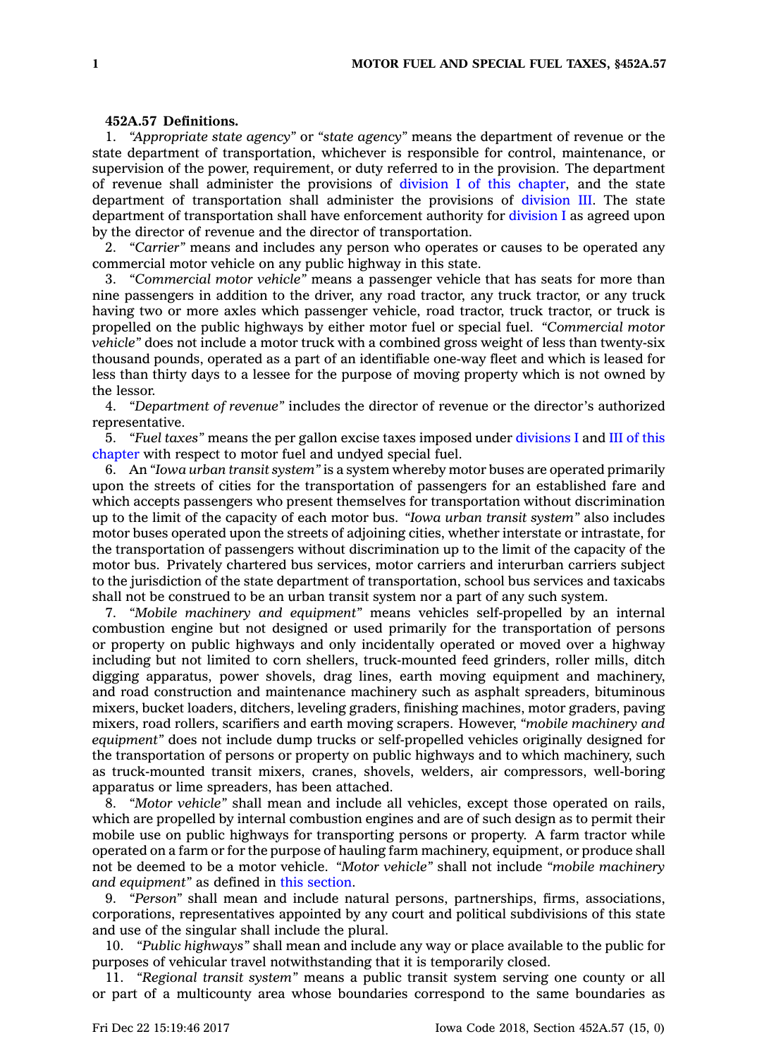**452A.57 Definitions.**

1. *"Appropriate state agency"* or *"state agency"* means the department of revenue or the state department of transportation, whichever is responsible for control, maintenance, or supervision of the power, requirement, or duty referred to in the provision. The department of revenue shall administer the provisions of division I of this chapter, and the state department of transportation shall administer the provisions of division III. The state department of transportation shall have enforcement authority for division I as agreed upon by the director of revenue and the director of transportation.

2. *"Carrier"* means and includes any person who operates or causes to be operated any commercial motor vehicle on any public highway in this state.

3. *"Commercial motor vehicle"* means a passenger vehicle that has seats for more than nine passengers in addition to the driver, any road tractor, any truck tractor, or any truck having two or more axles which passenger vehicle, road tractor, truck tractor, or truck is propelled on the public highways by either motor fuel or special fuel. *"Commercial motor vehicle"* does not include a motor truck with a combined gross weight of less than twenty-six thousand pounds, operated as a part of an identifiable one-way fleet and which is leased for less than thirty days to a lessee for the purpose of moving property which is not owned by the lessor.

4. *"Department of revenue"* includes the director of revenue or the director's authorized representative.

5. *"Fuel taxes"* means the per gallon excise taxes imposed under divisions I and III of this chapter with respect to motor fuel and undyed special fuel.

6. An *"Iowa urban transit system"* is a system whereby motor buses are operated primarily upon the streets of cities for the transportation of passengers for an established fare and which accepts passengers who present themselves for transportation without discrimination up to the limit of the capacity of each motor bus. *"Iowa urban transit system"* also includes motor buses operated upon the streets of adjoining cities, whether interstate or intrastate, for the transportation of passengers without discrimination up to the limit of the capacity of the motor bus. Privately chartered bus services, motor carriers and interurban carriers subject to the jurisdiction of the state department of transportation, school bus services and taxicabs shall not be construed to be an urban transit system nor a part of any such system.

7. *"Mobile machinery and equipment"* means vehicles self-propelled by an internal combustion engine but not designed or used primarily for the transportation of persons or property on public highways and only incidentally operated or moved over a highway including but not limited to corn shellers, truck-mounted feed grinders, roller mills, ditch digging apparatus, power shovels, drag lines, earth moving equipment and machinery, and road construction and maintenance machinery such as asphalt spreaders, bituminous mixers, bucket loaders, ditchers, leveling graders, finishing machines, motor graders, paving mixers, road rollers, scarifiers and earth moving scrapers. However, *"mobile machinery and equipment"* does not include dump trucks or self-propelled vehicles originally designed for the transportation of persons or property on public highways and to which machinery, such as truck-mounted transit mixers, cranes, shovels, welders, air compressors, well-boring apparatus or lime spreaders, has been attached.

8. *"Motor vehicle"* shall mean and include all vehicles, except those operated on rails, which are propelled by internal combustion engines and are of such design as to permit their mobile use on public highways for transporting persons or property. A farm tractor while operated on a farm or for the purpose of hauling farm machinery, equipment, or produce shall not be deemed to be a motor vehicle. *"Motor vehicle"* shall not include *"mobile machinery and equipment"* as defined in this section.

9. *"Person"* shall mean and include natural persons, partnerships, firms, associations, corporations, representatives appointed by any court and political subdivisions of this state and use of the singular shall include the plural.

10. *"Public highways"* shall mean and include any way or place available to the public for purposes of vehicular travel notwithstanding that it is temporarily closed.

11. *"Regional transit system"* means a public transit system serving one county or all or part of a multicounty area whose boundaries correspond to the same boundaries as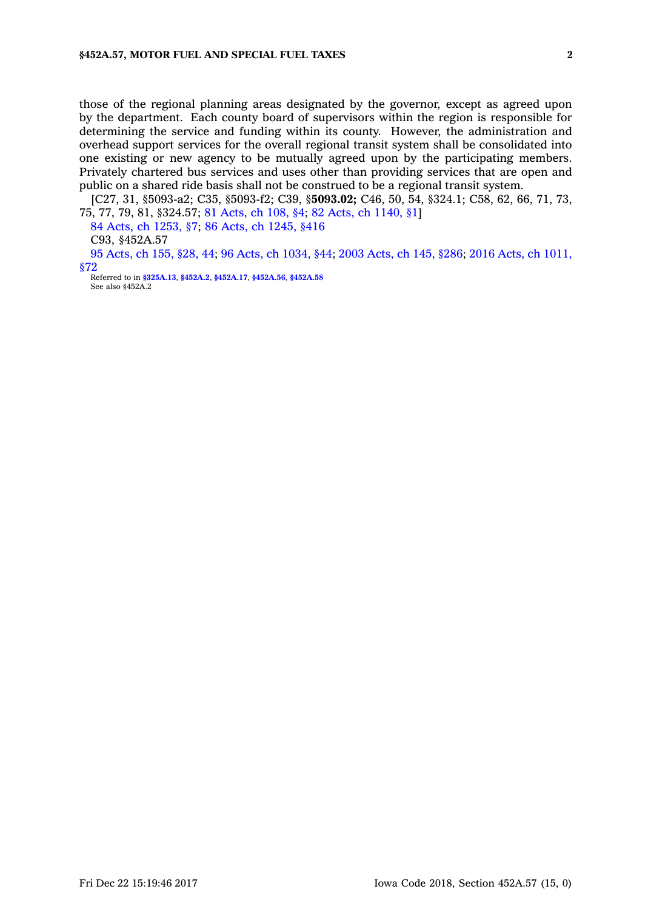those of the regional planning areas designated by the governor, except as agreed upon by the department. Each county board of supervisors within the region is responsible for determining the service and funding within its county. However, the administration and overhead support services for the overall regional transit system shall be consolidated into one existing or new agency to be mutually agreed upon by the participating members. Privately chartered bus services and uses other than providing services that are open and public on a shared ride basis shall not be construed to be a regional transit system.

[C27, 31, §5093-a2; C35, §5093-f2; C39, §**5093.02;** C46, 50, 54, §324.1; C58, 62, 66, 71, 73, 75, 77, 79, 81, §324.57; 81 Acts, ch 108, §4; 82 Acts, ch 1140, §1]

84 Acts, ch 1253, §7; 86 Acts, ch 1245, §416

C93, §452A.57

95 Acts, ch 155, §28, 44; 96 Acts, ch 1034, §44; 2003 Acts, ch 145, §286; 2016 Acts, ch 1011, §72

Referred to in **§325A.13**, **§452A.2**, **§452A.17**, **§452A.56**, **§452A.58**
See also §452A.2